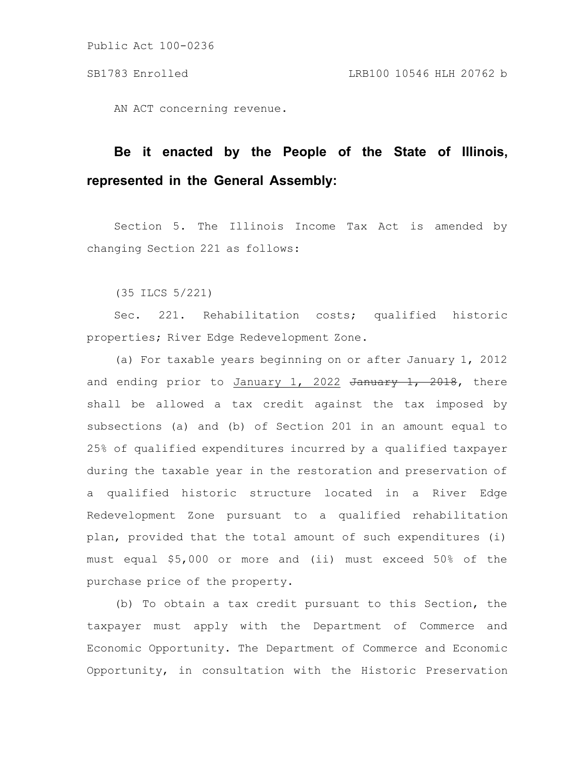AN ACT concerning revenue.

**Be it enacted by the People of the State of Illinois, represented in the General Assembly:**

Section 5. The Illinois Income Tax Act is amended by changing Section 221 as follows:

(35 ILCS 5/221)

Sec. 221. Rehabilitation costs; qualified historic properties; River Edge Redevelopment Zone.

(a) For taxable years beginning on or after January 1, 2012 and ending prior to <u>January 1, 2022</u> ~~January 1, 2018~~, there shall be allowed a tax credit against the tax imposed by subsections (a) and (b) of Section 201 in an amount equal to 25% of qualified expenditures incurred by a qualified taxpayer during the taxable year in the restoration and preservation of a qualified historic structure located in a River Edge Redevelopment Zone pursuant to a qualified rehabilitation plan, provided that the total amount of such expenditures (i) must equal $5,000 or more and (ii) must exceed 50% of the purchase price of the property.

(b) To obtain a tax credit pursuant to this Section, the taxpayer must apply with the Department of Commerce and Economic Opportunity. The Department of Commerce and Economic Opportunity, in consultation with the Historic Preservation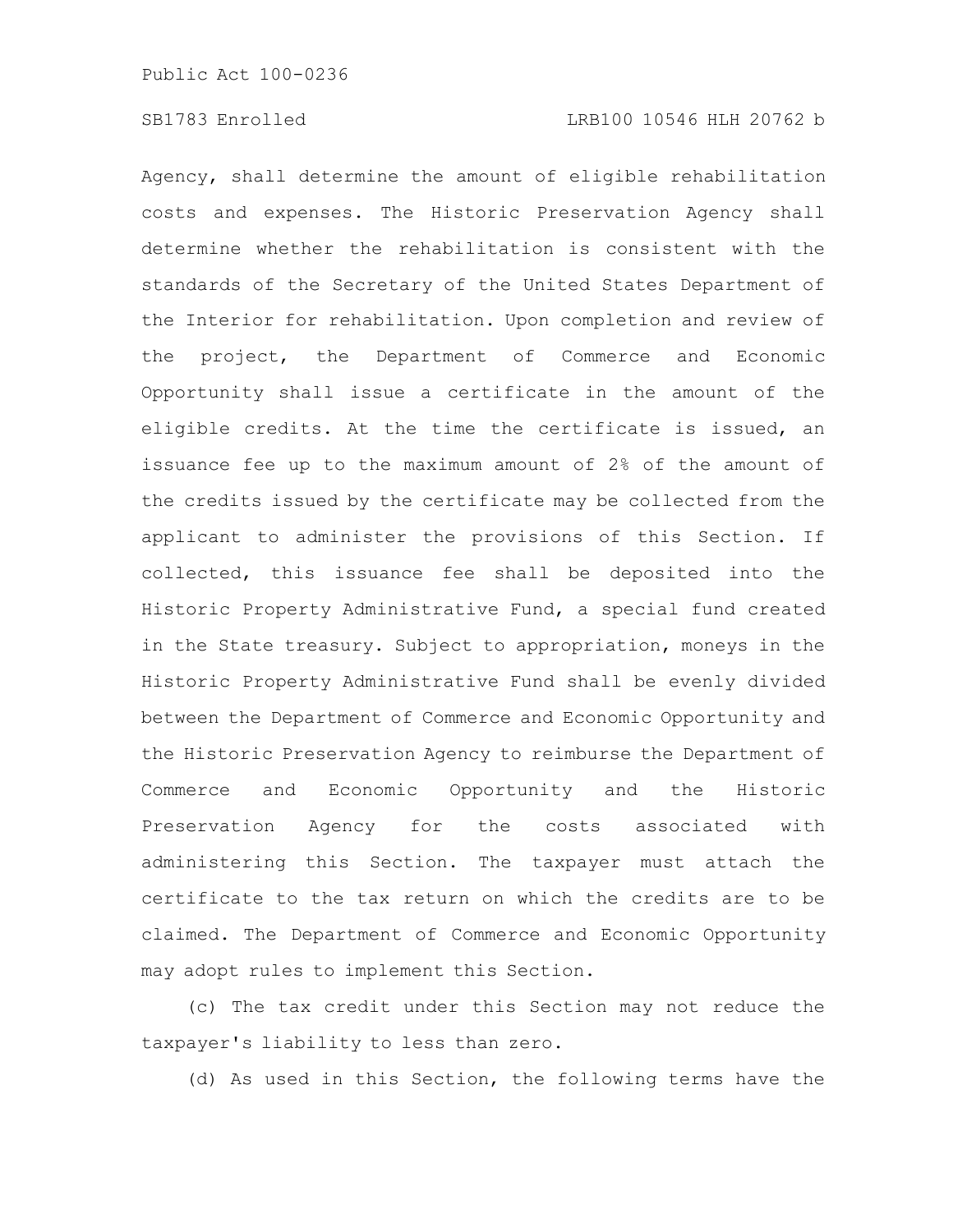Agency, shall determine the amount of eligible rehabilitation costs and expenses. The Historic Preservation Agency shall determine whether the rehabilitation is consistent with the standards of the Secretary of the United States Department of the Interior for rehabilitation. Upon completion and review of the project, the Department of Commerce and Economic Opportunity shall issue a certificate in the amount of the eligible credits. At the time the certificate is issued, an issuance fee up to the maximum amount of 2% of the amount of the credits issued by the certificate may be collected from the applicant to administer the provisions of this Section. If collected, this issuance fee shall be deposited into the Historic Property Administrative Fund, a special fund created in the State treasury. Subject to appropriation, moneys in the Historic Property Administrative Fund shall be evenly divided between the Department of Commerce and Economic Opportunity and the Historic Preservation Agency to reimburse the Department of Commerce and Economic Opportunity and the Historic Preservation Agency for the costs associated with administering this Section. The taxpayer must attach the certificate to the tax return on which the credits are to be claimed. The Department of Commerce and Economic Opportunity may adopt rules to implement this Section.

(c) The tax credit under this Section may not reduce the taxpayer's liability to less than zero.

(d) As used in this Section, the following terms have the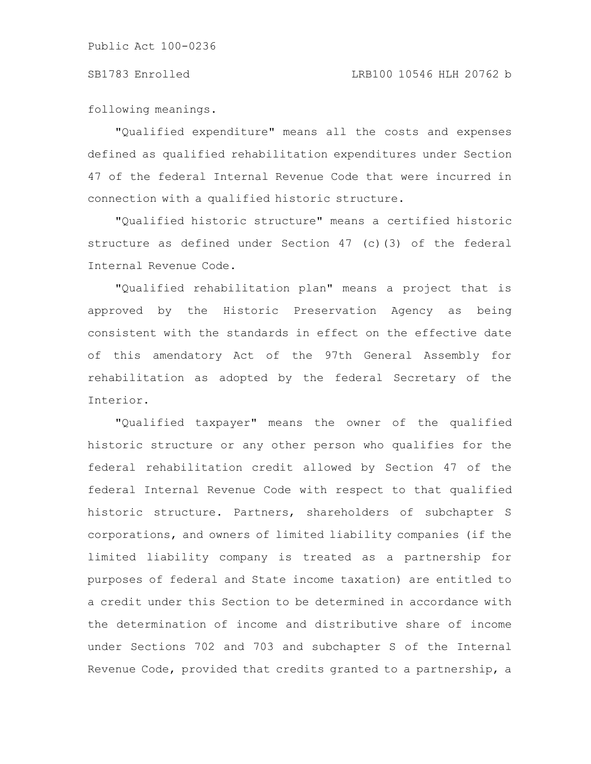following meanings.

"Qualified expenditure" means all the costs and expenses defined as qualified rehabilitation expenditures under Section 47 of the federal Internal Revenue Code that were incurred in connection with a qualified historic structure.

"Qualified historic structure" means a certified historic structure as defined under Section 47 (c)(3) of the federal Internal Revenue Code.

"Qualified rehabilitation plan" means a project that is approved by the Historic Preservation Agency as being consistent with the standards in effect on the effective date of this amendatory Act of the 97th General Assembly for rehabilitation as adopted by the federal Secretary of the Interior.

"Qualified taxpayer" means the owner of the qualified historic structure or any other person who qualifies for the federal rehabilitation credit allowed by Section 47 of the federal Internal Revenue Code with respect to that qualified historic structure. Partners, shareholders of subchapter S corporations, and owners of limited liability companies (if the limited liability company is treated as a partnership for purposes of federal and State income taxation) are entitled to a credit under this Section to be determined in accordance with the determination of income and distributive share of income under Sections 702 and 703 and subchapter S of the Internal Revenue Code, provided that credits granted to a partnership, a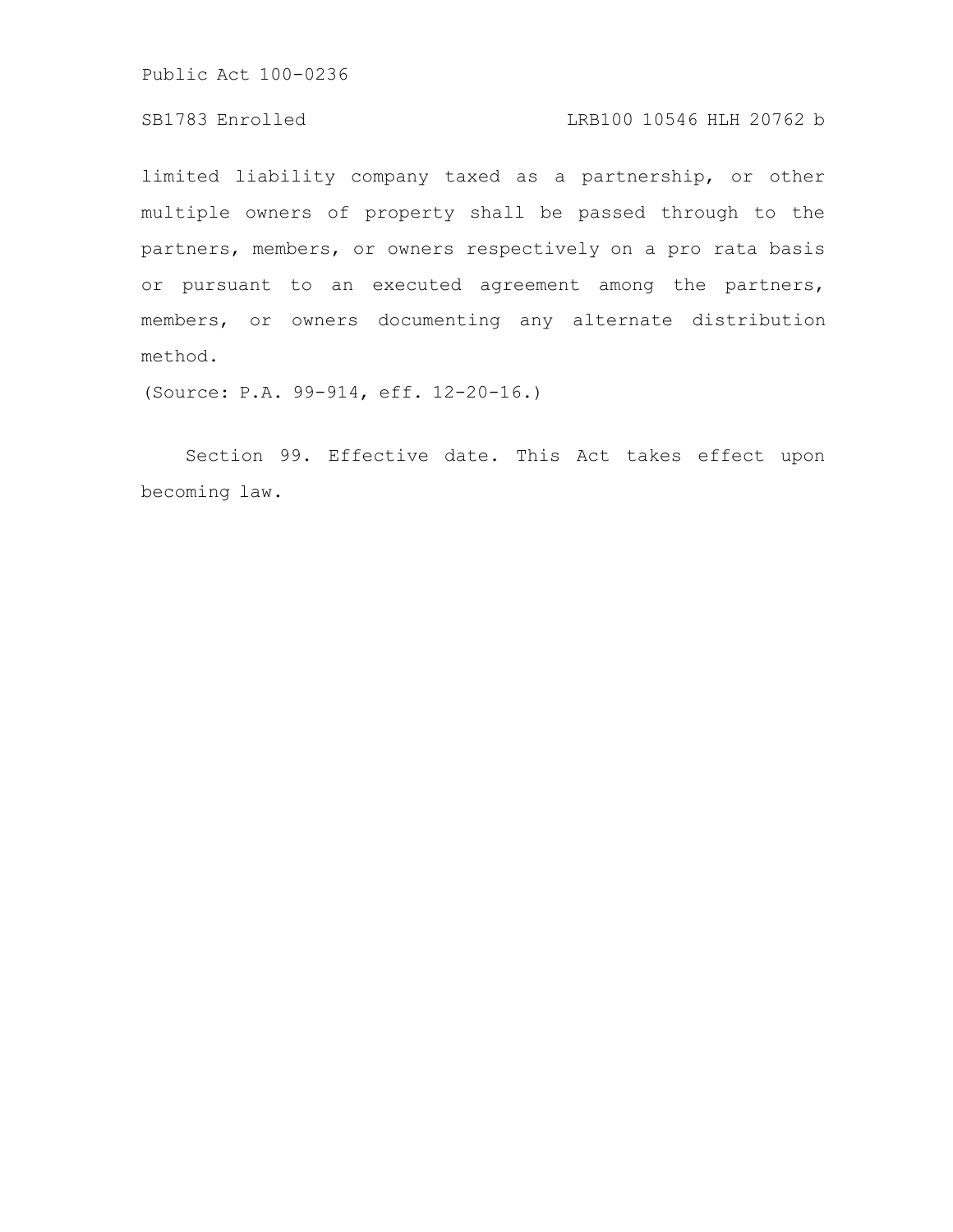limited liability company taxed as a partnership, or other multiple owners of property shall be passed through to the partners, members, or owners respectively on a pro rata basis or pursuant to an executed agreement among the partners, members, or owners documenting any alternate distribution method.

(Source: P.A. 99-914, eff. 12-20-16.)

Section 99. Effective date. This Act takes effect upon becoming law.